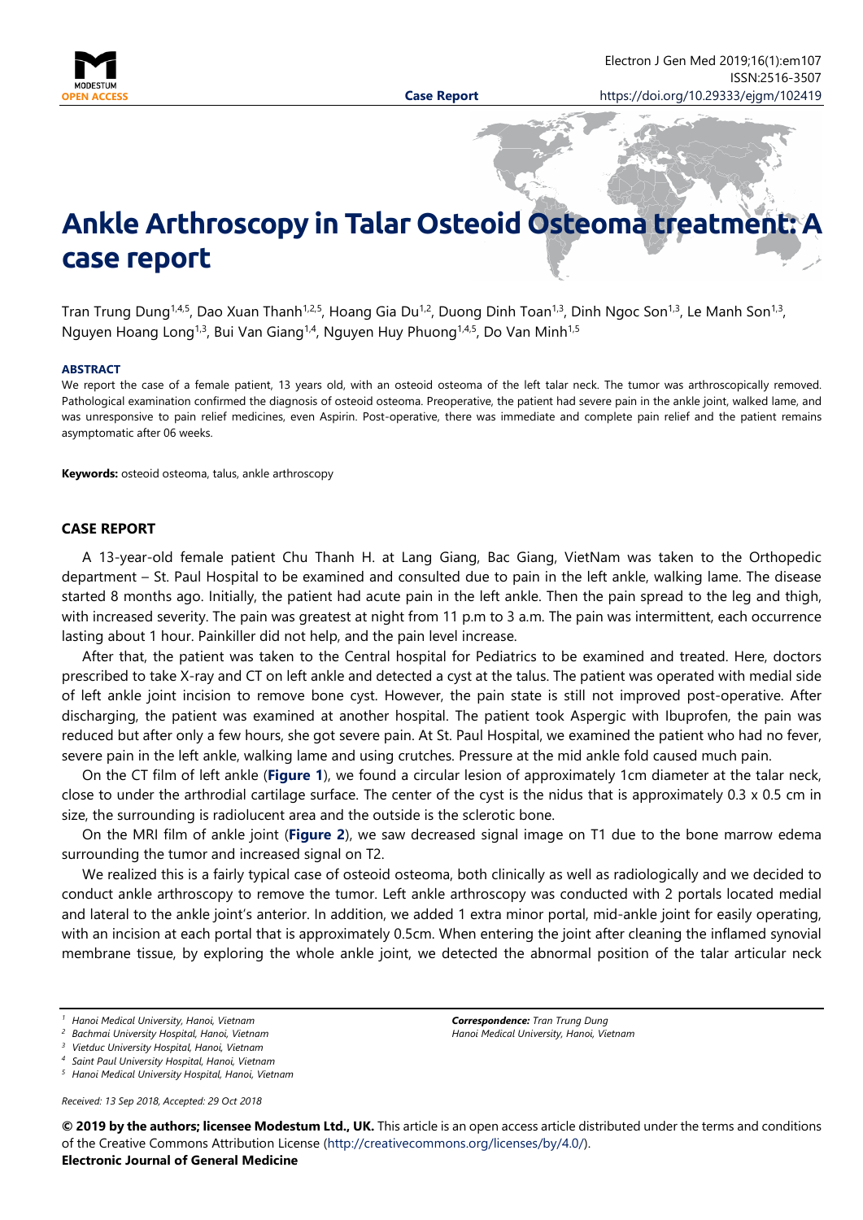# Ankle Arthroscopy in Talar Osteoid Osteoma treatment: A case report

Tran Trung Dung[1,4,5], Dao Xuan Thanh[1,2,5], Hoang Gia Du[1,2], Duong Dinh Toan[1,3], Dinh Ngoc Son[1,3], Le Manh Son[1,3], Nguyen Hoang Long[1,3], Bui Van Giang[1,4], Nguyen Huy Phuong[1,4,5], Do Van Minh[1,5]

**ABSTRACT**

We report the case of a female patient, 13 years old, with an osteoid osteoma of the left talar neck. The tumor was arthroscopically removed. Pathological examination confirmed the diagnosis of osteoid osteoma. Preoperative, the patient had severe pain in the ankle joint, walked lame, and was unresponsive to pain relief medicines, even Aspirin. Post-operative, there was immediate and complete pain relief and the patient remains asymptomatic after 06 weeks.

**Keywords:** osteoid osteoma, talus, ankle arthroscopy

## CASE REPORT

A 13-year-old female patient Chu Thanh H. at Lang Giang, Bac Giang, VietNam was taken to the Orthopedic department – St. Paul Hospital to be examined and consulted due to pain in the left ankle, walking lame. The disease started 8 months ago. Initially, the patient had acute pain in the left ankle. Then the pain spread to the leg and thigh, with increased severity. The pain was greatest at night from 11 p.m to 3 a.m. The pain was intermittent, each occurrence lasting about 1 hour. Painkiller did not help, and the pain level increase.

After that, the patient was taken to the Central hospital for Pediatrics to be examined and treated. Here, doctors prescribed to take X-ray and CT on left ankle and detected a cyst at the talus. The patient was operated with medial side of left ankle joint incision to remove bone cyst. However, the pain state is still not improved post-operative. After discharging, the patient was examined at another hospital. The patient took Aspergic with Ibuprofen, the pain was reduced but after only a few hours, she got severe pain. At St. Paul Hospital, we examined the patient who had no fever, severe pain in the left ankle, walking lame and using crutches. Pressure at the mid ankle fold caused much pain.

On the CT film of left ankle (**Figure 1**), we found a circular lesion of approximately 1cm diameter at the talar neck, close to under the arthrodial cartilage surface. The center of the cyst is the nidus that is approximately 0.3 x 0.5 cm in size, the surrounding is radiolucent area and the outside is the sclerotic bone.

On the MRI film of ankle joint (**Figure 2**), we saw decreased signal image on T1 due to the bone marrow edema surrounding the tumor and increased signal on T2.

We realized this is a fairly typical case of osteoid osteoma, both clinically as well as radiologically and we decided to conduct ankle arthroscopy to remove the tumor. Left ankle arthroscopy was conducted with 2 portals located medial and lateral to the ankle joint's anterior. In addition, we added 1 extra minor portal, mid-ankle joint for easily operating, with an incision at each portal that is approximately 0.5cm. When entering the joint after cleaning the inflamed synovial membrane tissue, by exploring the whole ankle joint, we detected the abnormal position of the talar articular neck

[1] *Hanoi Medical University, Hanoi, Vietnam*
[2] *Bachmai University Hospital, Hanoi, Vietnam*
[3] *Vietduc University Hospital, Hanoi, Vietnam*
[4] *Saint Paul University Hospital, Hanoi, Vietnam*
[5] *Hanoi Medical University Hospital, Hanoi, Vietnam*

***Correspondence:*** *Tran Trung Dung*
*Hanoi Medical University, Hanoi, Vietnam*

*Received: 13 Sep 2018, Accepted: 29 Oct 2018*

**© 2019 by the authors; licensee Modestum Ltd., UK.** This article is an open access article distributed under the terms and conditions of the Creative Commons Attribution License (http://creativecommons.org/licenses/by/4.0/).
**Electronic Journal of General Medicine**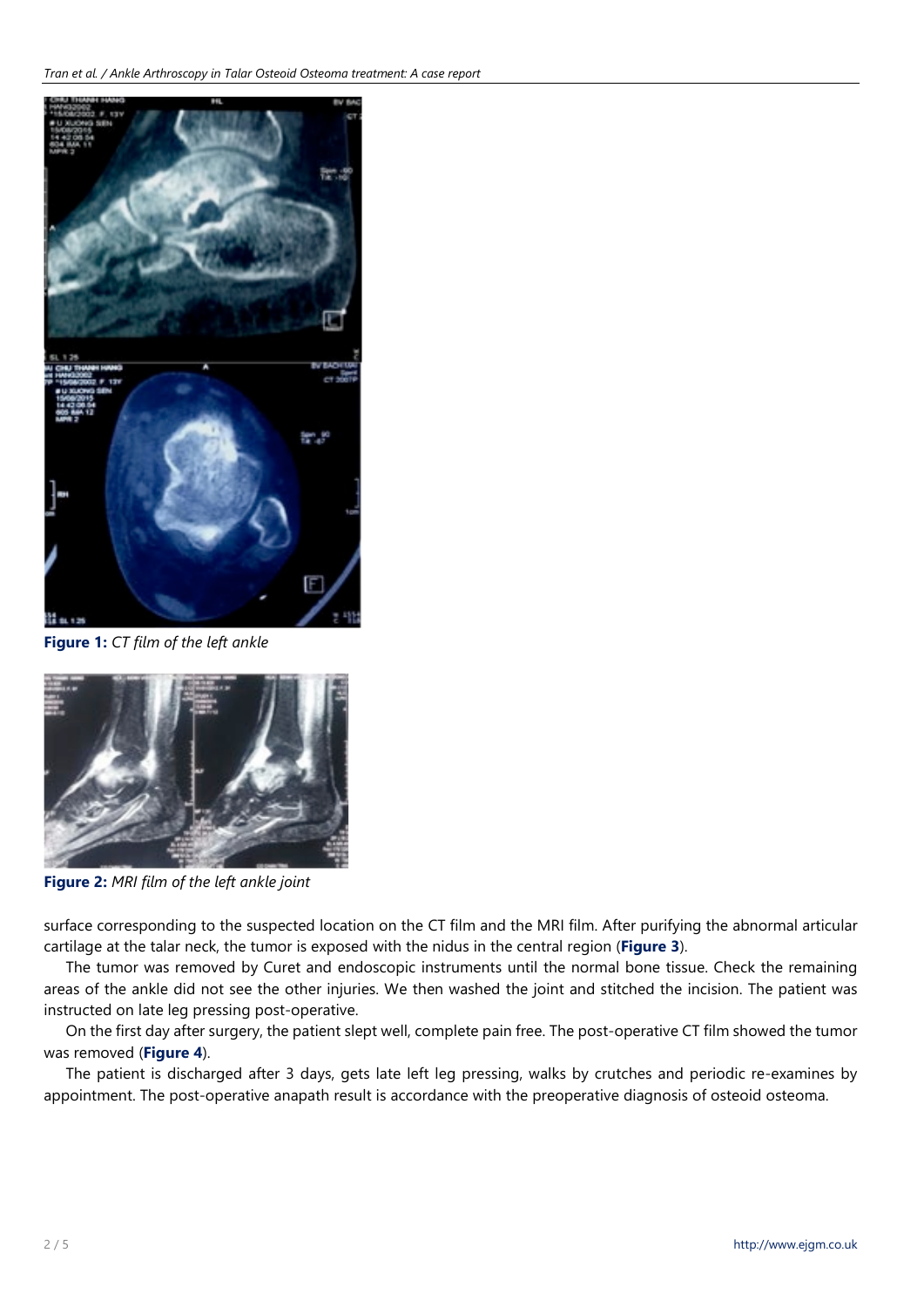Figure 1: *CT film of the left ankle*

Figure 2: *MRI film of the left ankle joint*

surface corresponding to the suspected location on the CT film and the MRI film. After purifying the abnormal articular cartilage at the talar neck, the tumor is exposed with the nidus in the central region (**Figure 3**).

The tumor was removed by Curet and endoscopic instruments until the normal bone tissue. Check the remaining areas of the ankle did not see the other injuries. We then washed the joint and stitched the incision. The patient was instructed on late leg pressing post-operative.

On the first day after surgery, the patient slept well, complete pain free. The post-operative CT film showed the tumor was removed (**Figure 4**).

The patient is discharged after 3 days, gets late left leg pressing, walks by crutches and periodic re-examines by appointment. The post-operative anapath result is accordance with the preoperative diagnosis of osteoid osteoma.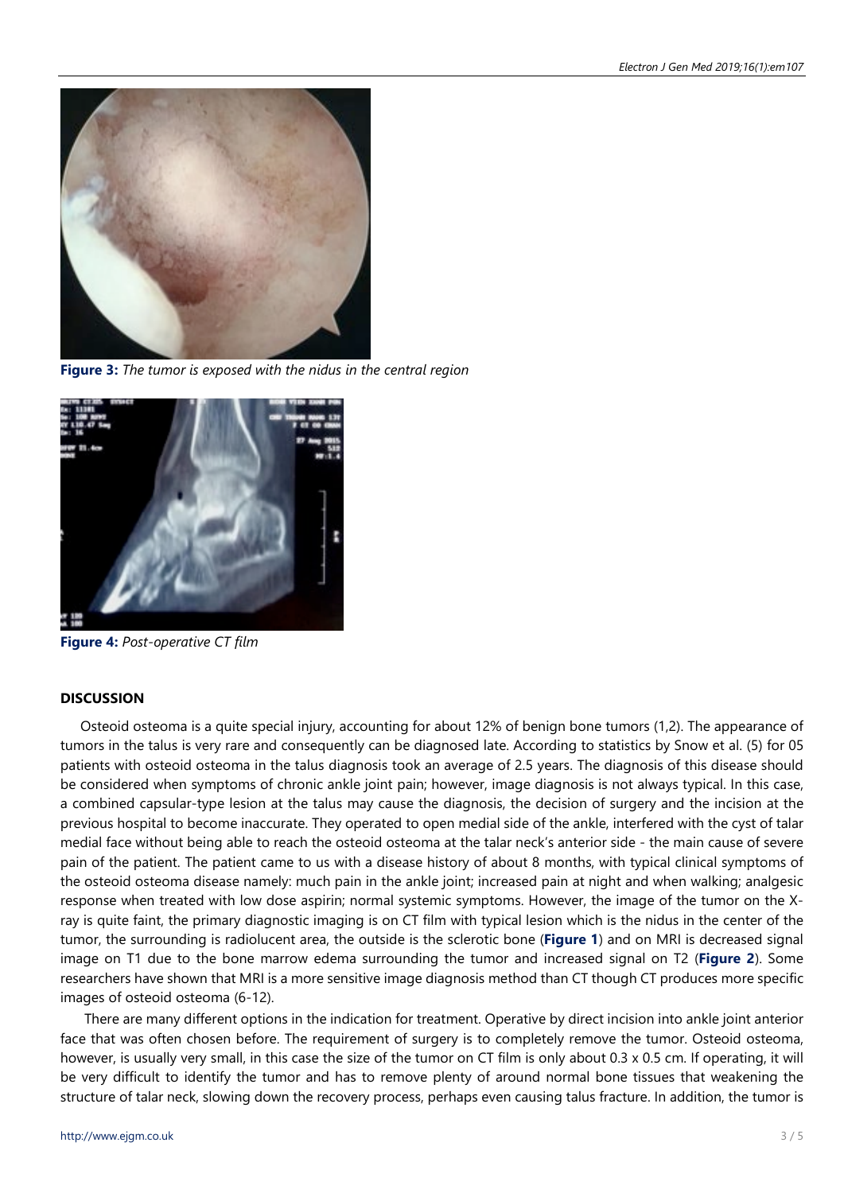**Figure 3:** *The tumor is exposed with the nidus in the central region*

**Figure 4:** *Post-operative CT film*

## DISCUSSION

Osteoid osteoma is a quite special injury, accounting for about 12% of benign bone tumors (1,2). The appearance of tumors in the talus is very rare and consequently can be diagnosed late. According to statistics by Snow et al. (5) for 05 patients with osteoid osteoma in the talus diagnosis took an average of 2.5 years. The diagnosis of this disease should be considered when symptoms of chronic ankle joint pain; however, image diagnosis is not always typical. In this case, a combined capsular-type lesion at the talus may cause the diagnosis, the decision of surgery and the incision at the previous hospital to become inaccurate. They operated to open medial side of the ankle, interfered with the cyst of talar medial face without being able to reach the osteoid osteoma at the talar neck's anterior side - the main cause of severe pain of the patient. The patient came to us with a disease history of about 8 months, with typical clinical symptoms of the osteoid osteoma disease namely: much pain in the ankle joint; increased pain at night and when walking; analgesic response when treated with low dose aspirin; normal systemic symptoms. However, the image of the tumor on the X-ray is quite faint, the primary diagnostic imaging is on CT film with typical lesion which is the nidus in the center of the tumor, the surrounding is radiolucent area, the outside is the sclerotic bone (**Figure 1**) and on MRI is decreased signal image on T1 due to the bone marrow edema surrounding the tumor and increased signal on T2 (**Figure 2**). Some researchers have shown that MRI is a more sensitive image diagnosis method than CT though CT produces more specific images of osteoid osteoma (6-12).

There are many different options in the indication for treatment. Operative by direct incision into ankle joint anterior face that was often chosen before. The requirement of surgery is to completely remove the tumor. Osteoid osteoma, however, is usually very small, in this case the size of the tumor on CT film is only about 0.3 x 0.5 cm. If operating, it will be very difficult to identify the tumor and has to remove plenty of around normal bone tissues that weakening the structure of talar neck, slowing down the recovery process, perhaps even causing talus fracture. In addition, the tumor is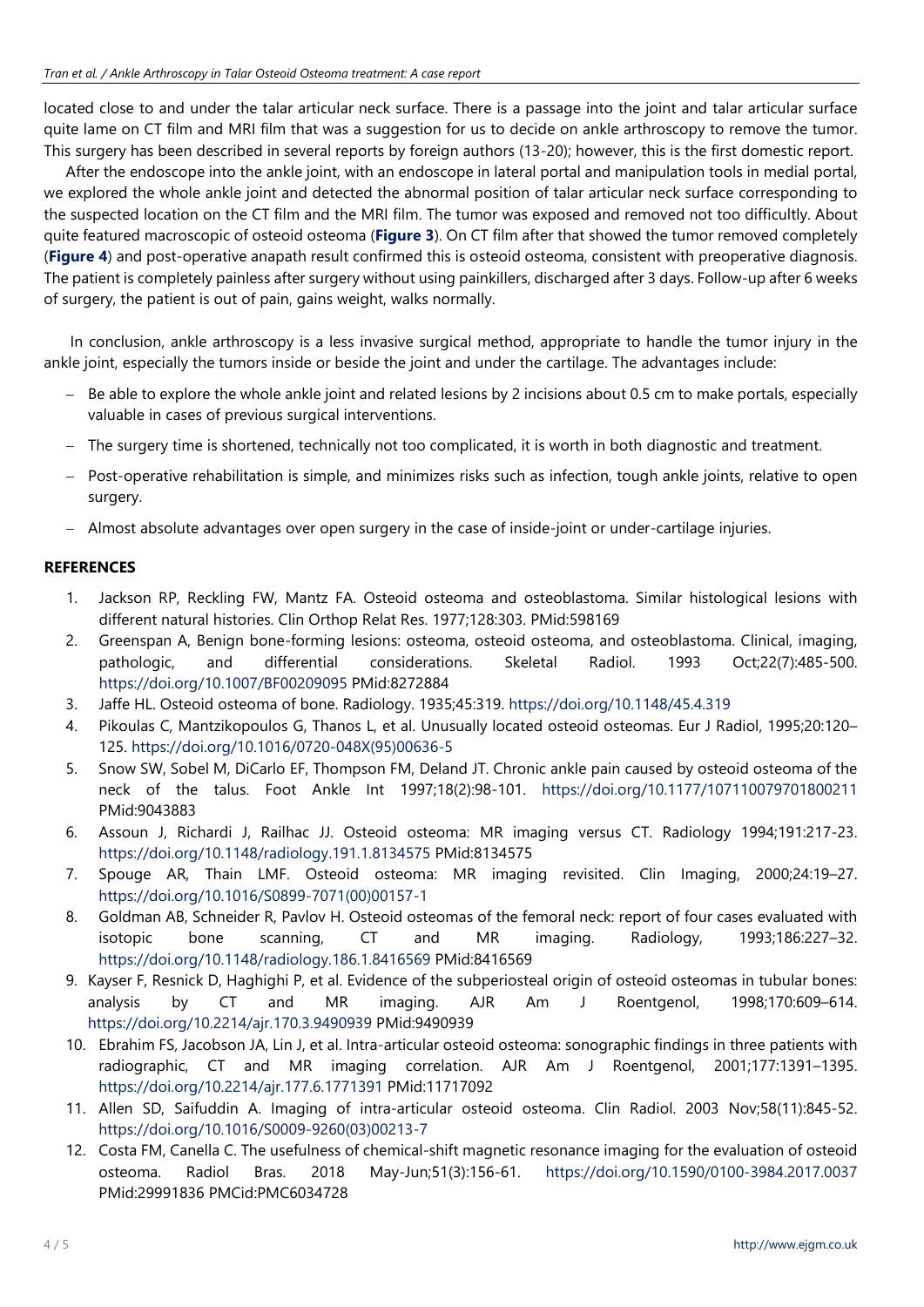located close to and under the talar articular neck surface. There is a passage into the joint and talar articular surface quite lame on CT film and MRI film that was a suggestion for us to decide on ankle arthroscopy to remove the tumor. This surgery has been described in several reports by foreign authors (13-20); however, this is the first domestic report.

After the endoscope into the ankle joint, with an endoscope in lateral portal and manipulation tools in medial portal, we explored the whole ankle joint and detected the abnormal position of talar articular neck surface corresponding to the suspected location on the CT film and the MRI film. The tumor was exposed and removed not too difficultly. About quite featured macroscopic of osteoid osteoma (**Figure 3**). On CT film after that showed the tumor removed completely (**Figure 4**) and post-operative anapath result confirmed this is osteoid osteoma, consistent with preoperative diagnosis. The patient is completely painless after surgery without using painkillers, discharged after 3 days. Follow-up after 6 weeks of surgery, the patient is out of pain, gains weight, walks normally.

In conclusion, ankle arthroscopy is a less invasive surgical method, appropriate to handle the tumor injury in the ankle joint, especially the tumors inside or beside the joint and under the cartilage. The advantages include:

- Be able to explore the whole ankle joint and related lesions by 2 incisions about 0.5 cm to make portals, especially valuable in cases of previous surgical interventions.
- The surgery time is shortened, technically not too complicated, it is worth in both diagnostic and treatment.
- Post-operative rehabilitation is simple, and minimizes risks such as infection, tough ankle joints, relative to open surgery.
- Almost absolute advantages over open surgery in the case of inside-joint or under-cartilage injuries.

## REFERENCES

1. Jackson RP, Reckling FW, Mantz FA. Osteoid osteoma and osteoblastoma. Similar histological lesions with different natural histories. Clin Orthop Relat Res. 1977;128:303. PMid:598169
2. Greenspan A, Benign bone-forming lesions: osteoma, osteoid osteoma, and osteoblastoma. Clinical, imaging, pathologic, and differential considerations. Skeletal Radiol. 1993 Oct;22(7):485-500. https://doi.org/10.1007/BF00209095 PMid:8272884
3. Jaffe HL. Osteoid osteoma of bone. Radiology. 1935;45:319. https://doi.org/10.1148/45.4.319
4. Pikoulas C, Mantzikopoulos G, Thanos L, et al. Unusually located osteoid osteomas. Eur J Radiol, 1995;20:120–125. https://doi.org/10.1016/0720-048X(95)00636-5
5. Snow SW, Sobel M, DiCarlo EF, Thompson FM, Deland JT. Chronic ankle pain caused by osteoid osteoma of the neck of the talus. Foot Ankle Int 1997;18(2):98-101. https://doi.org/10.1177/107110079701800211 PMid:9043883
6. Assoun J, Richardi J, Railhac JJ. Osteoid osteoma: MR imaging versus CT. Radiology 1994;191:217-23. https://doi.org/10.1148/radiology.191.1.8134575 PMid:8134575
7. Spouge AR, Thain LMF. Osteoid osteoma: MR imaging revisited. Clin Imaging, 2000;24:19–27. https://doi.org/10.1016/S0899-7071(00)00157-1
8. Goldman AB, Schneider R, Pavlov H. Osteoid osteomas of the femoral neck: report of four cases evaluated with isotopic bone scanning, CT and MR imaging. Radiology, 1993;186:227–32. https://doi.org/10.1148/radiology.186.1.8416569 PMid:8416569
9. Kayser F, Resnick D, Haghighi P, et al. Evidence of the subperiosteal origin of osteoid osteomas in tubular bones: analysis by CT and MR imaging. AJR Am J Roentgenol, 1998;170:609–614. https://doi.org/10.2214/ajr.170.3.9490939 PMid:9490939
10. Ebrahim FS, Jacobson JA, Lin J, et al. Intra-articular osteoid osteoma: sonographic findings in three patients with radiographic, CT and MR imaging correlation. AJR Am J Roentgenol, 2001;177:1391–1395. https://doi.org/10.2214/ajr.177.6.1771391 PMid:11717092
11. Allen SD, Saifuddin A. Imaging of intra-articular osteoid osteoma. Clin Radiol. 2003 Nov;58(11):845-52. https://doi.org/10.1016/S0009-9260(03)00213-7
12. Costa FM, Canella C. The usefulness of chemical-shift magnetic resonance imaging for the evaluation of osteoid osteoma. Radiol Bras. 2018 May-Jun;51(3):156-61. https://doi.org/10.1590/0100-3984.2017.0037 PMid:29991836 PMCid:PMC6034728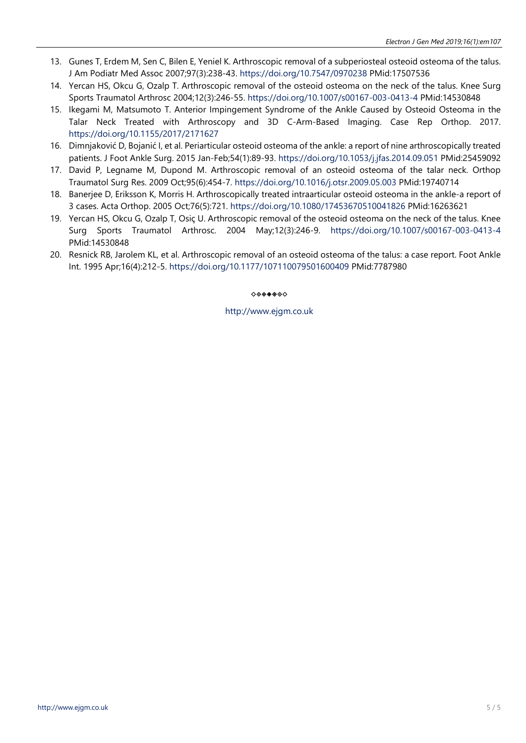13. Gunes T, Erdem M, Sen C, Bilen E, Yeniel K. Arthroscopic removal of a subperiosteal osteoid osteoma of the talus. J Am Podiatr Med Assoc 2007;97(3):238-43. https://doi.org/10.7547/0970238 PMid:17507536
14. Yercan HS, Okcu G, Ozalp T. Arthroscopic removal of the osteoid osteoma on the neck of the talus. Knee Surg Sports Traumatol Arthrosc 2004;12(3):246-55. https://doi.org/10.1007/s00167-003-0413-4 PMid:14530848
15. Ikegami M, Matsumoto T. Anterior Impingement Syndrome of the Ankle Caused by Osteoid Osteoma in the Talar Neck Treated with Arthroscopy and 3D C-Arm-Based Imaging. Case Rep Orthop. 2017. https://doi.org/10.1155/2017/2171627
16. Dimnjaković D, Bojanić I, et al. Periarticular osteoid osteoma of the ankle: a report of nine arthroscopically treated patients. J Foot Ankle Surg. 2015 Jan-Feb;54(1):89-93. https://doi.org/10.1053/j.jfas.2014.09.051 PMid:25459092
17. David P, Legname M, Dupond M. Arthroscopic removal of an osteoid osteoma of the talar neck. Orthop Traumatol Surg Res. 2009 Oct;95(6):454-7. https://doi.org/10.1016/j.otsr.2009.05.003 PMid:19740714
18. Banerjee D, Eriksson K, Morris H. Arthroscopically treated intraarticular osteoid osteoma in the ankle-a report of 3 cases. Acta Orthop. 2005 Oct;76(5):721. https://doi.org/10.1080/17453670510041826 PMid:16263621
19. Yercan HS, Okcu G, Ozalp T, Osiç U. Arthroscopic removal of the osteoid osteoma on the neck of the talus. Knee Surg Sports Traumatol Arthrosc. 2004 May;12(3):246-9. https://doi.org/10.1007/s00167-003-0413-4 PMid:14530848
20. Resnick RB, Jarolem KL, et al. Arthroscopic removal of an osteoid osteoma of the talus: a case report. Foot Ankle Int. 1995 Apr;16(4):212-5. https://doi.org/10.1177/107110079501600409 PMid:7787980

◇◈◈◆◈◈◇

http://www.ejgm.co.uk